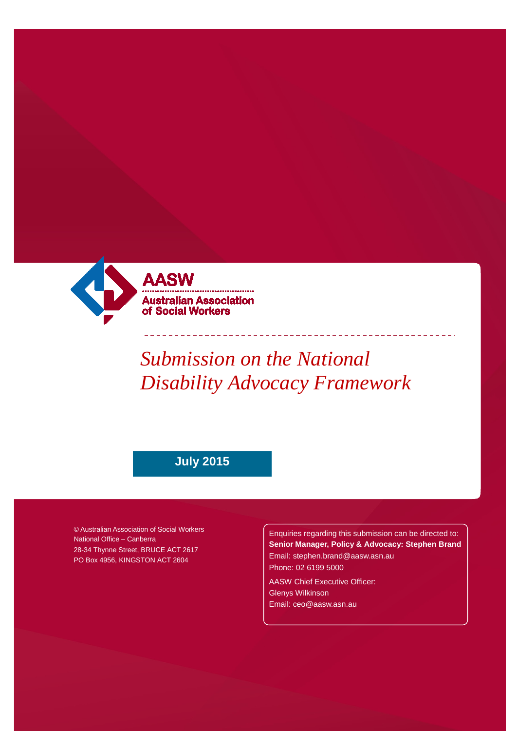**AASW**

**Australian Association of Social Workers**

# *Submission on the National Disability Advocacy Framework*

**July 2015**

© Australian Association of Social Workers
National Office – Canberra
28-34 Thynne Street, BRUCE ACT 2617
PO Box 4956, KINGSTON ACT 2604

Enquiries regarding this submission can be directed to:
**Senior Manager, Policy & Advocacy: Stephen Brand**
Email: stephen.brand@aasw.asn.au
Phone: 02 6199 5000

AASW Chief Executive Officer:
Glenys Wilkinson
Email: ceo@aasw.asn.au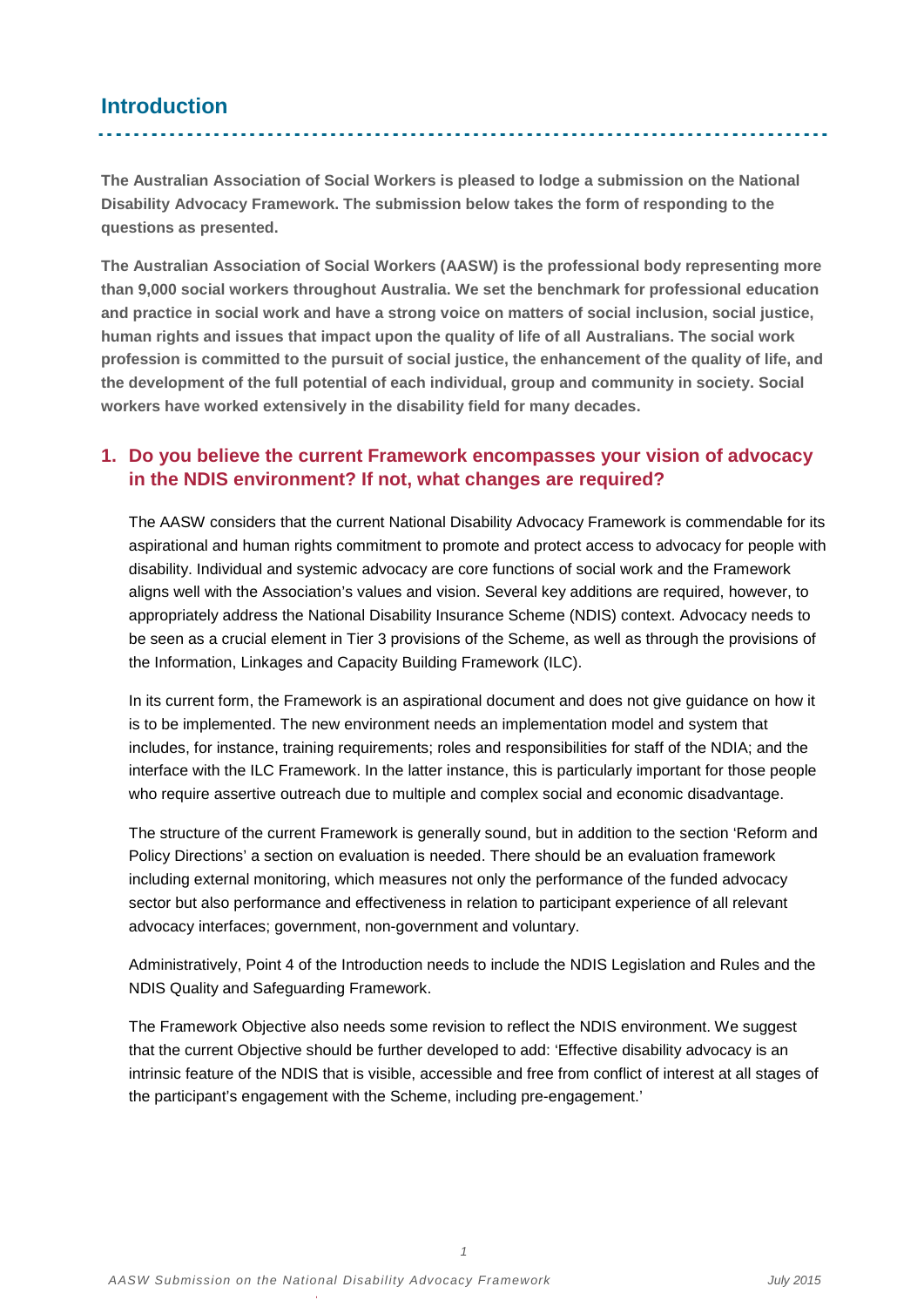## Introduction

**The Australian Association of Social Workers is pleased to lodge a submission on the National Disability Advocacy Framework. The submission below takes the form of responding to the questions as presented.**

**The Australian Association of Social Workers (AASW) is the professional body representing more than 9,000 social workers throughout Australia. We set the benchmark for professional education and practice in social work and have a strong voice on matters of social inclusion, social justice, human rights and issues that impact upon the quality of life of all Australians. The social work profession is committed to the pursuit of social justice, the enhancement of the quality of life, and the development of the full potential of each individual, group and community in society. Social workers have worked extensively in the disability field for many decades.**

### 1. Do you believe the current Framework encompasses your vision of advocacy in the NDIS environment? If not, what changes are required?

The AASW considers that the current National Disability Advocacy Framework is commendable for its aspirational and human rights commitment to promote and protect access to advocacy for people with disability. Individual and systemic advocacy are core functions of social work and the Framework aligns well with the Association's values and vision. Several key additions are required, however, to appropriately address the National Disability Insurance Scheme (NDIS) context. Advocacy needs to be seen as a crucial element in Tier 3 provisions of the Scheme, as well as through the provisions of the Information, Linkages and Capacity Building Framework (ILC).

In its current form, the Framework is an aspirational document and does not give guidance on how it is to be implemented. The new environment needs an implementation model and system that includes, for instance, training requirements; roles and responsibilities for staff of the NDIA; and the interface with the ILC Framework. In the latter instance, this is particularly important for those people who require assertive outreach due to multiple and complex social and economic disadvantage.

The structure of the current Framework is generally sound, but in addition to the section 'Reform and Policy Directions' a section on evaluation is needed. There should be an evaluation framework including external monitoring, which measures not only the performance of the funded advocacy sector but also performance and effectiveness in relation to participant experience of all relevant advocacy interfaces; government, non-government and voluntary.

Administratively, Point 4 of the Introduction needs to include the NDIS Legislation and Rules and the NDIS Quality and Safeguarding Framework.

The Framework Objective also needs some revision to reflect the NDIS environment. We suggest that the current Objective should be further developed to add: 'Effective disability advocacy is an intrinsic feature of the NDIS that is visible, accessible and free from conflict of interest at all stages of the participant's engagement with the Scheme, including pre-engagement.'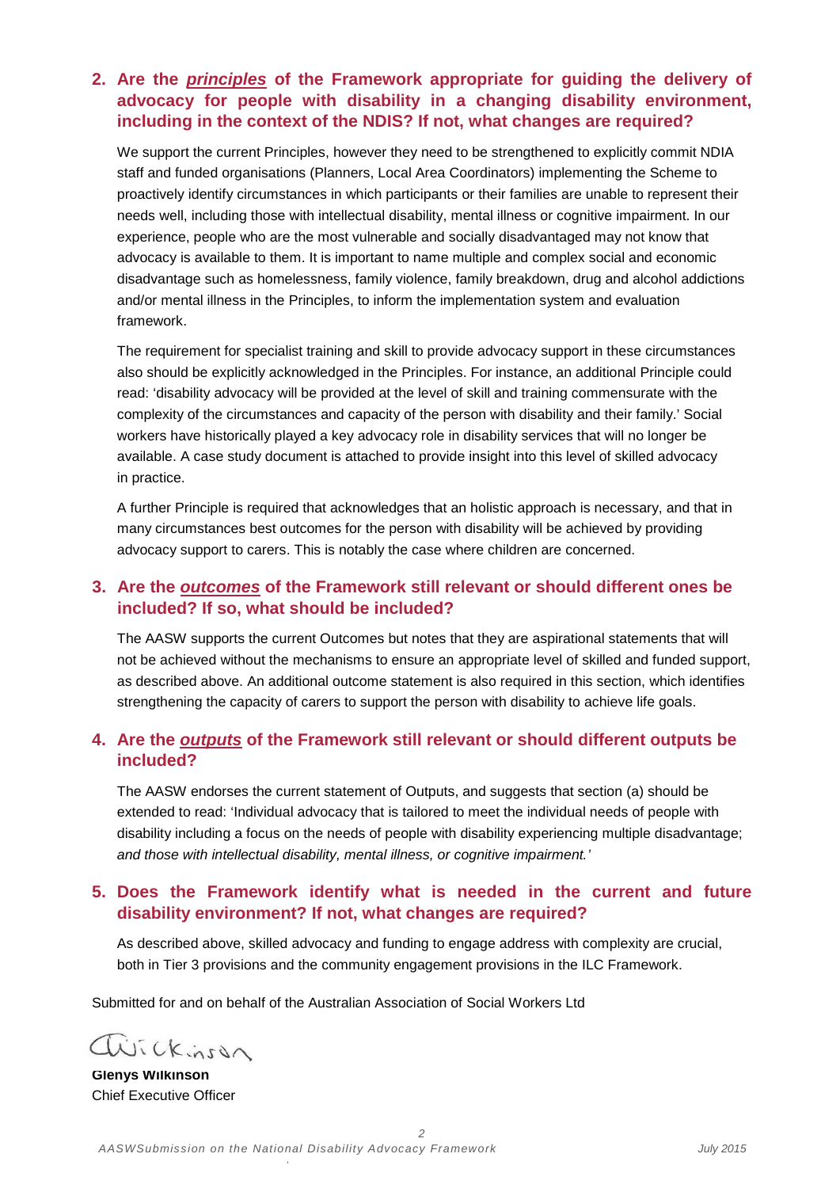## 2. Are the ***principles*** of the Framework appropriate for guiding the delivery of advocacy for people with disability in a changing disability environment, including in the context of the NDIS? If not, what changes are required?

We support the current Principles, however they need to be strengthened to explicitly commit NDIA staff and funded organisations (Planners, Local Area Coordinators) implementing the Scheme to proactively identify circumstances in which participants or their families are unable to represent their needs well, including those with intellectual disability, mental illness or cognitive impairment. In our experience, people who are the most vulnerable and socially disadvantaged may not know that advocacy is available to them. It is important to name multiple and complex social and economic disadvantage such as homelessness, family violence, family breakdown, drug and alcohol addictions and/or mental illness in the Principles, to inform the implementation system and evaluation framework.

The requirement for specialist training and skill to provide advocacy support in these circumstances also should be explicitly acknowledged in the Principles. For instance, an additional Principle could read: 'disability advocacy will be provided at the level of skill and training commensurate with the complexity of the circumstances and capacity of the person with disability and their family.' Social workers have historically played a key advocacy role in disability services that will no longer be available. A case study document is attached to provide insight into this level of skilled advocacy in practice.

A further Principle is required that acknowledges that an holistic approach is necessary, and that in many circumstances best outcomes for the person with disability will be achieved by providing advocacy support to carers. This is notably the case where children are concerned.

## 3. Are the ***outcomes*** of the Framework still relevant or should different ones be included? If so, what should be included?

The AASW supports the current Outcomes but notes that they are aspirational statements that will not be achieved without the mechanisms to ensure an appropriate level of skilled and funded support, as described above. An additional outcome statement is also required in this section, which identifies strengthening the capacity of carers to support the person with disability to achieve life goals.

## 4. Are the ***outputs*** of the Framework still relevant or should different outputs be included?

The AASW endorses the current statement of Outputs, and suggests that section (a) should be extended to read: 'Individual advocacy that is tailored to meet the individual needs of people with disability including a focus on the needs of people with disability experiencing multiple disadvantage; *and those with intellectual disability, mental illness, or cognitive impairment.'*

## 5. Does the Framework identify what is needed in the current and future disability environment? If not, what changes are required?

As described above, skilled advocacy and funding to engage address with complexity are crucial, both in Tier 3 provisions and the community engagement provisions in the ILC Framework.

Submitted for and on behalf of the Australian Association of Social Workers Ltd

*Wilkinson*

**Glenys Wilkinson**
Chief Executive Officer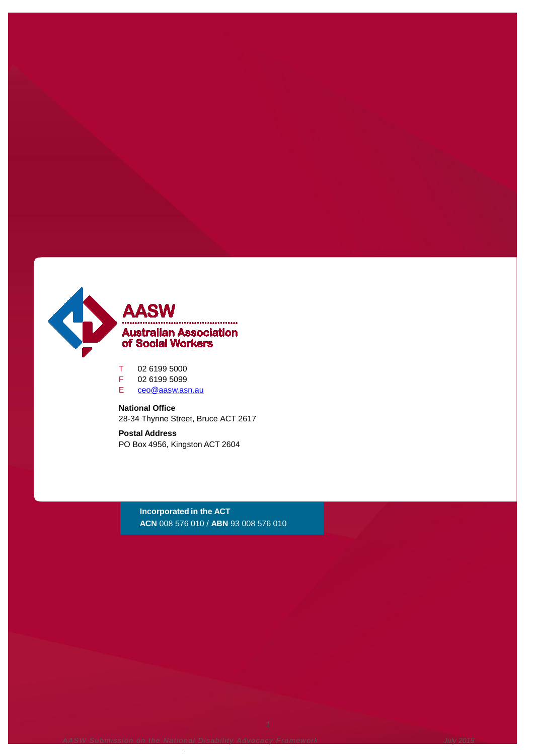AASW

Australian Association of Social Workers

T 02 6199 5000

F 02 6199 5099

E ceo@aasw.asn.au

**National Office**

28-34 Thynne Street, Bruce ACT 2617

**Postal Address**

PO Box 4956, Kingston ACT 2604

**Incorporated in the ACT**

**ACN** 008 576 010 / **ABN** 93 008 576 010